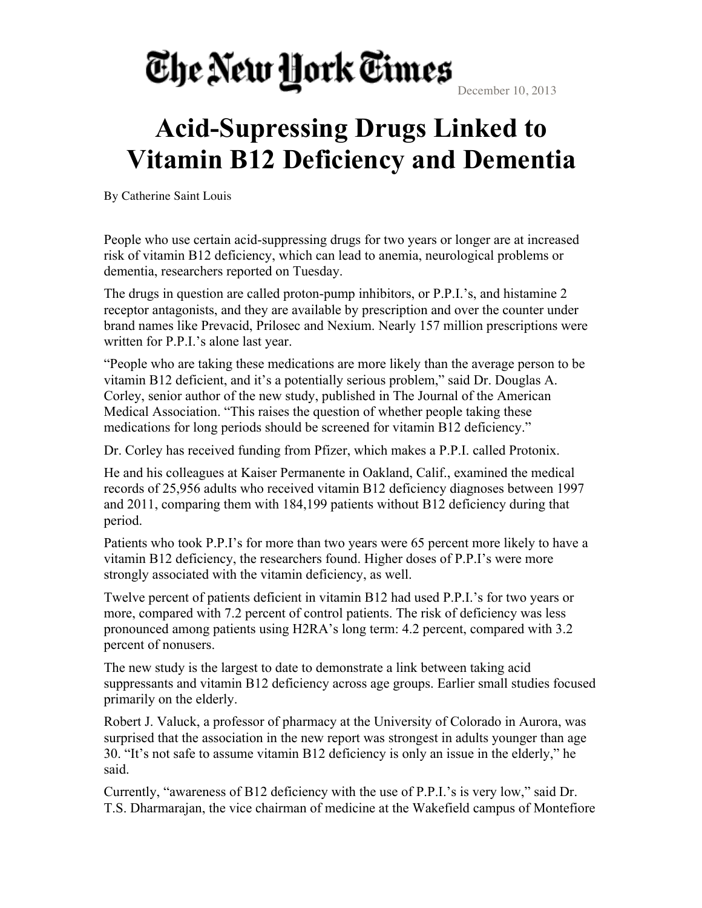The New York Times

December 10, 2013

# Acid-Supressing Drugs Linked to Vitamin B12 Deficiency and Dementia

By Catherine Saint Louis

People who use certain acid-suppressing drugs for two years or longer are at increased risk of vitamin B12 deficiency, which can lead to anemia, neurological problems or dementia, researchers reported on Tuesday.

The drugs in question are called proton-pump inhibitors, or P.P.I.'s, and histamine 2 receptor antagonists, and they are available by prescription and over the counter under brand names like Prevacid, Prilosec and Nexium. Nearly 157 million prescriptions were written for P.P.I.'s alone last year.

"People who are taking these medications are more likely than the average person to be vitamin B12 deficient, and it's a potentially serious problem," said Dr. Douglas A. Corley, senior author of the new study, published in The Journal of the American Medical Association. "This raises the question of whether people taking these medications for long periods should be screened for vitamin B12 deficiency."

Dr. Corley has received funding from Pfizer, which makes a P.P.I. called Protonix.

He and his colleagues at Kaiser Permanente in Oakland, Calif., examined the medical records of 25,956 adults who received vitamin B12 deficiency diagnoses between 1997 and 2011, comparing them with 184,199 patients without B12 deficiency during that period.

Patients who took P.P.I's for more than two years were 65 percent more likely to have a vitamin B12 deficiency, the researchers found. Higher doses of P.P.I's were more strongly associated with the vitamin deficiency, as well.

Twelve percent of patients deficient in vitamin B12 had used P.P.I.'s for two years or more, compared with 7.2 percent of control patients. The risk of deficiency was less pronounced among patients using H2RA's long term: 4.2 percent, compared with 3.2 percent of nonusers.

The new study is the largest to date to demonstrate a link between taking acid suppressants and vitamin B12 deficiency across age groups. Earlier small studies focused primarily on the elderly.

Robert J. Valuck, a professor of pharmacy at the University of Colorado in Aurora, was surprised that the association in the new report was strongest in adults younger than age 30. "It's not safe to assume vitamin B12 deficiency is only an issue in the elderly," he said.

Currently, "awareness of B12 deficiency with the use of P.P.I.'s is very low," said Dr. T.S. Dharmarajan, the vice chairman of medicine at the Wakefield campus of Montefiore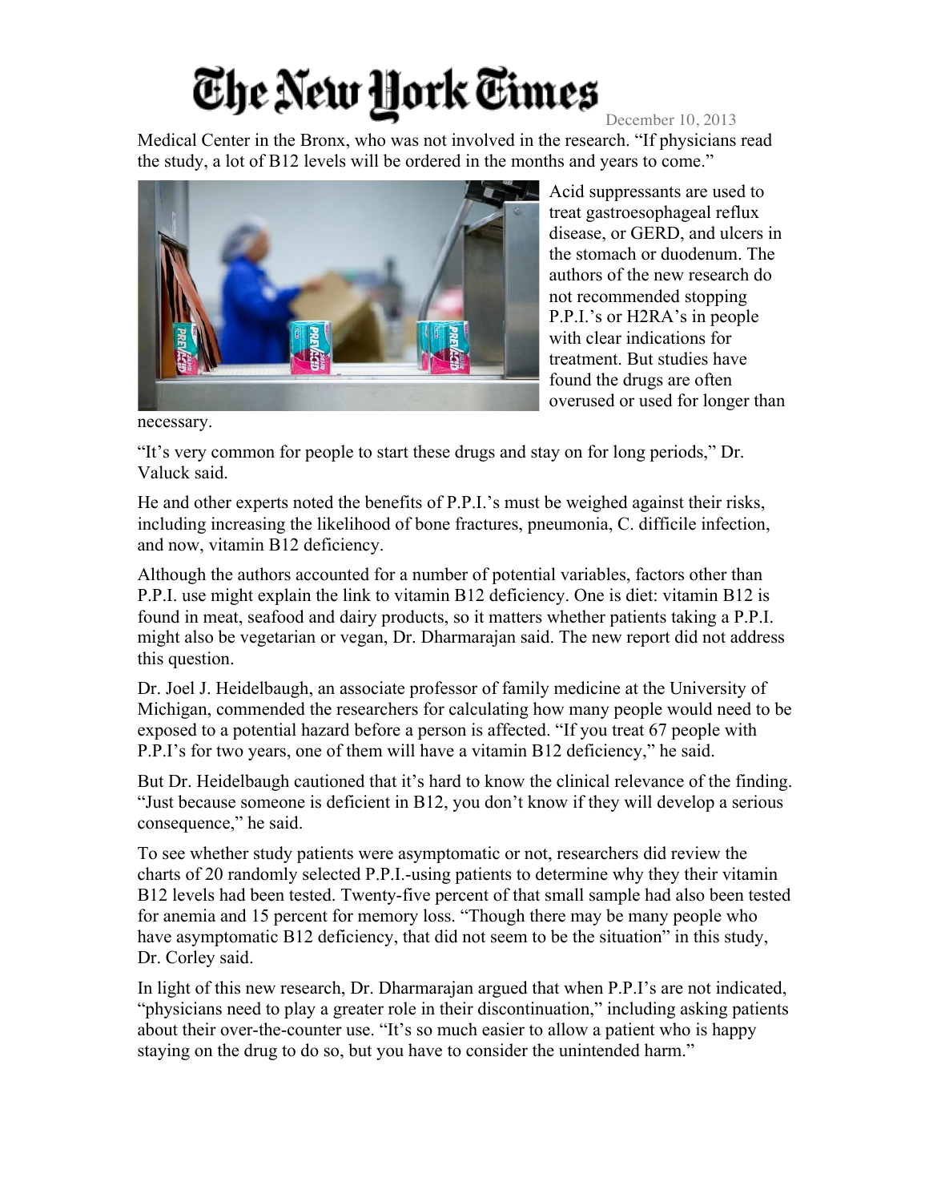Medical Center in the Bronx, who was not involved in the research. "If physicians read the study, a lot of B12 levels will be ordered in the months and years to come."

Acid suppressants are used to treat gastroesophageal reflux disease, or GERD, and ulcers in the stomach or duodenum. The authors of the new research do not recommended stopping P.P.I.'s or H2RA's in people with clear indications for treatment. But studies have found the drugs are often overused or used for longer than necessary.

"It's very common for people to start these drugs and stay on for long periods," Dr. Valuck said.

He and other experts noted the benefits of P.P.I.'s must be weighed against their risks, including increasing the likelihood of bone fractures, pneumonia, C. difficile infection, and now, vitamin B12 deficiency.

Although the authors accounted for a number of potential variables, factors other than P.P.I. use might explain the link to vitamin B12 deficiency. One is diet: vitamin B12 is found in meat, seafood and dairy products, so it matters whether patients taking a P.P.I. might also be vegetarian or vegan, Dr. Dharmarajan said. The new report did not address this question.

Dr. Joel J. Heidelbaugh, an associate professor of family medicine at the University of Michigan, commended the researchers for calculating how many people would need to be exposed to a potential hazard before a person is affected. "If you treat 67 people with P.P.I's for two years, one of them will have a vitamin B12 deficiency," he said.

But Dr. Heidelbaugh cautioned that it's hard to know the clinical relevance of the finding. "Just because someone is deficient in B12, you don't know if they will develop a serious consequence," he said.

To see whether study patients were asymptomatic or not, researchers did review the charts of 20 randomly selected P.P.I.-using patients to determine why they their vitamin B12 levels had been tested. Twenty-five percent of that small sample had also been tested for anemia and 15 percent for memory loss. "Though there may be many people who have asymptomatic B12 deficiency, that did not seem to be the situation" in this study, Dr. Corley said.

In light of this new research, Dr. Dharmarajan argued that when P.P.I's are not indicated, "physicians need to play a greater role in their discontinuation," including asking patients about their over-the-counter use. "It's so much easier to allow a patient who is happy staying on the drug to do so, but you have to consider the unintended harm."